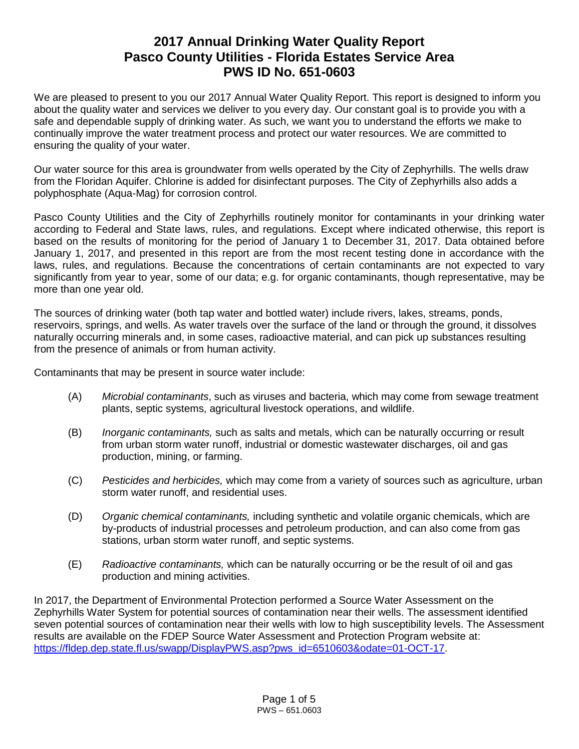# 2017 Annual Drinking Water Quality Report
# Pasco County Utilities - Florida Estates Service Area
# PWS ID No. 651-0603

We are pleased to present to you our 2017 Annual Water Quality Report. This report is designed to inform you about the quality water and services we deliver to you every day. Our constant goal is to provide you with a safe and dependable supply of drinking water. As such, we want you to understand the efforts we make to continually improve the water treatment process and protect our water resources. We are committed to ensuring the quality of your water.

Our water source for this area is groundwater from wells operated by the City of Zephyrhills. The wells draw from the Floridan Aquifer. Chlorine is added for disinfectant purposes. The City of Zephyrhills also adds a polyphosphate (Aqua-Mag) for corrosion control.

Pasco County Utilities and the City of Zephyrhills routinely monitor for contaminants in your drinking water according to Federal and State laws, rules, and regulations. Except where indicated otherwise, this report is based on the results of monitoring for the period of January 1 to December 31, 2017. Data obtained before January 1, 2017, and presented in this report are from the most recent testing done in accordance with the laws, rules, and regulations. Because the concentrations of certain contaminants are not expected to vary significantly from year to year, some of our data; e.g. for organic contaminants, though representative, may be more than one year old.

The sources of drinking water (both tap water and bottled water) include rivers, lakes, streams, ponds, reservoirs, springs, and wells. As water travels over the surface of the land or through the ground, it dissolves naturally occurring minerals and, in some cases, radioactive material, and can pick up substances resulting from the presence of animals or from human activity.

Contaminants that may be present in source water include:

(A) *Microbial contaminants*, such as viruses and bacteria, which may come from sewage treatment plants, septic systems, agricultural livestock operations, and wildlife.

(B) *Inorganic contaminants,* such as salts and metals, which can be naturally occurring or result from urban storm water runoff, industrial or domestic wastewater discharges, oil and gas production, mining, or farming.

(C) *Pesticides and herbicides,* which may come from a variety of sources such as agriculture, urban storm water runoff, and residential uses.

(D) *Organic chemical contaminants,* including synthetic and volatile organic chemicals, which are by-products of industrial processes and petroleum production, and can also come from gas stations, urban storm water runoff, and septic systems.

(E) *Radioactive contaminants,* which can be naturally occurring or be the result of oil and gas production and mining activities.

In 2017, the Department of Environmental Protection performed a Source Water Assessment on the Zephyrhills Water System for potential sources of contamination near their wells. The assessment identified seven potential sources of contamination near their wells with low to high susceptibility levels. The Assessment results are available on the FDEP Source Water Assessment and Protection Program website at: https://fldep.dep.state.fl.us/swapp/DisplayPWS.asp?pws_id=6510603&odate=01-OCT-17.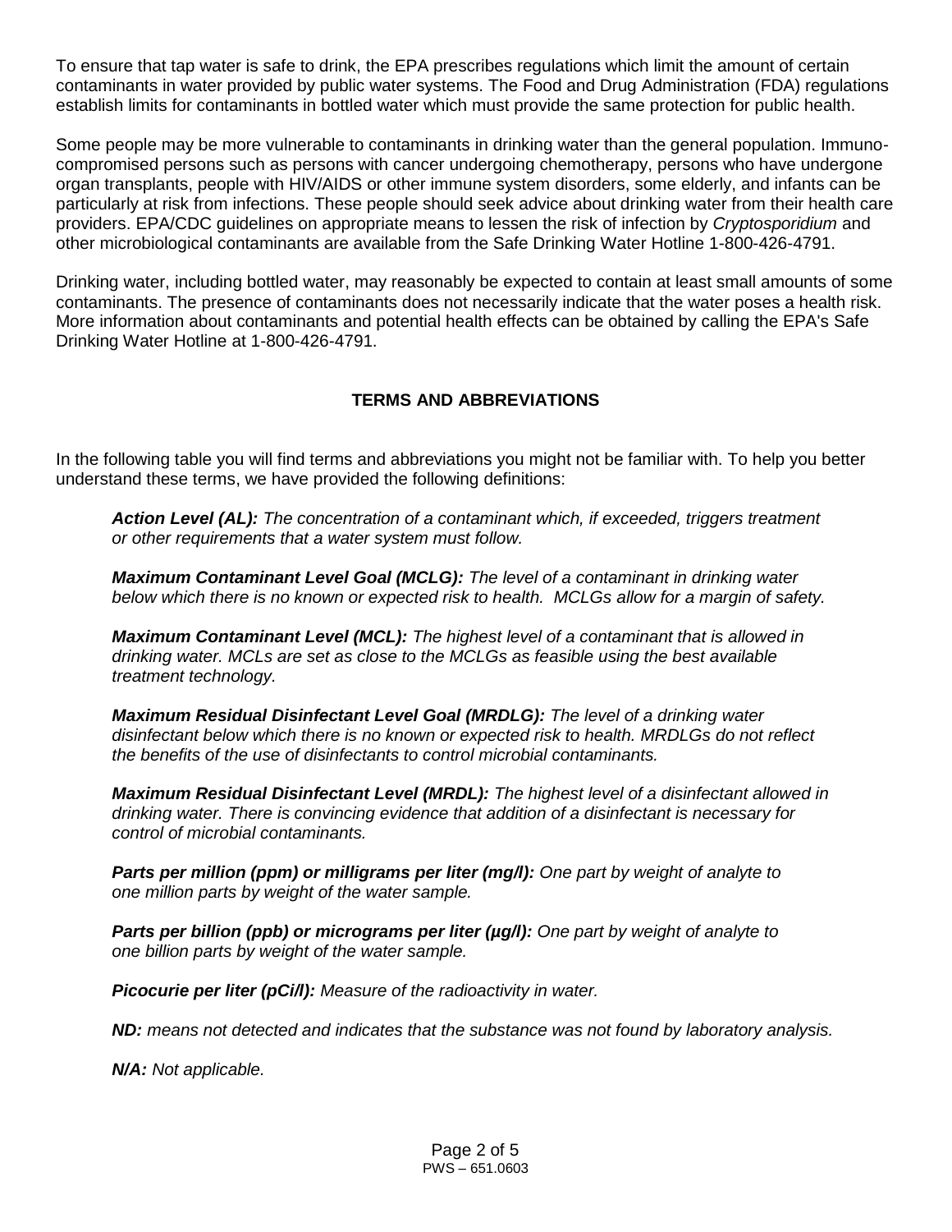To ensure that tap water is safe to drink, the EPA prescribes regulations which limit the amount of certain contaminants in water provided by public water systems. The Food and Drug Administration (FDA) regulations establish limits for contaminants in bottled water which must provide the same protection for public health.

Some people may be more vulnerable to contaminants in drinking water than the general population. Immuno-compromised persons such as persons with cancer undergoing chemotherapy, persons who have undergone organ transplants, people with HIV/AIDS or other immune system disorders, some elderly, and infants can be particularly at risk from infections. These people should seek advice about drinking water from their health care providers. EPA/CDC guidelines on appropriate means to lessen the risk of infection by *Cryptosporidium* and other microbiological contaminants are available from the Safe Drinking Water Hotline 1-800-426-4791.

Drinking water, including bottled water, may reasonably be expected to contain at least small amounts of some contaminants. The presence of contaminants does not necessarily indicate that the water poses a health risk. More information about contaminants and potential health effects can be obtained by calling the EPA's Safe Drinking Water Hotline at 1-800-426-4791.

## TERMS AND ABBREVIATIONS

In the following table you will find terms and abbreviations you might not be familiar with. To help you better understand these terms, we have provided the following definitions:

***Action Level (AL):*** *The concentration of a contaminant which, if exceeded, triggers treatment or other requirements that a water system must follow.*

***Maximum Contaminant Level Goal (MCLG):*** *The level of a contaminant in drinking water below which there is no known or expected risk to health. MCLGs allow for a margin of safety.*

***Maximum Contaminant Level (MCL):*** *The highest level of a contaminant that is allowed in drinking water. MCLs are set as close to the MCLGs as feasible using the best available treatment technology.*

***Maximum Residual Disinfectant Level Goal (MRDLG):*** *The level of a drinking water disinfectant below which there is no known or expected risk to health. MRDLGs do not reflect the benefits of the use of disinfectants to control microbial contaminants.*

***Maximum Residual Disinfectant Level (MRDL):*** *The highest level of a disinfectant allowed in drinking water. There is convincing evidence that addition of a disinfectant is necessary for control of microbial contaminants.*

***Parts per million (ppm) or milligrams per liter (mg/l):*** *One part by weight of analyte to one million parts by weight of the water sample.*

***Parts per billion (ppb) or micrograms per liter (µg/l):*** *One part by weight of analyte to one billion parts by weight of the water sample.*

***Picocurie per liter (pCi/l):*** *Measure of the radioactivity in water.*

***ND:*** *means not detected and indicates that the substance was not found by laboratory analysis.*

***N/A:*** *Not applicable.*

PWS – 651.0603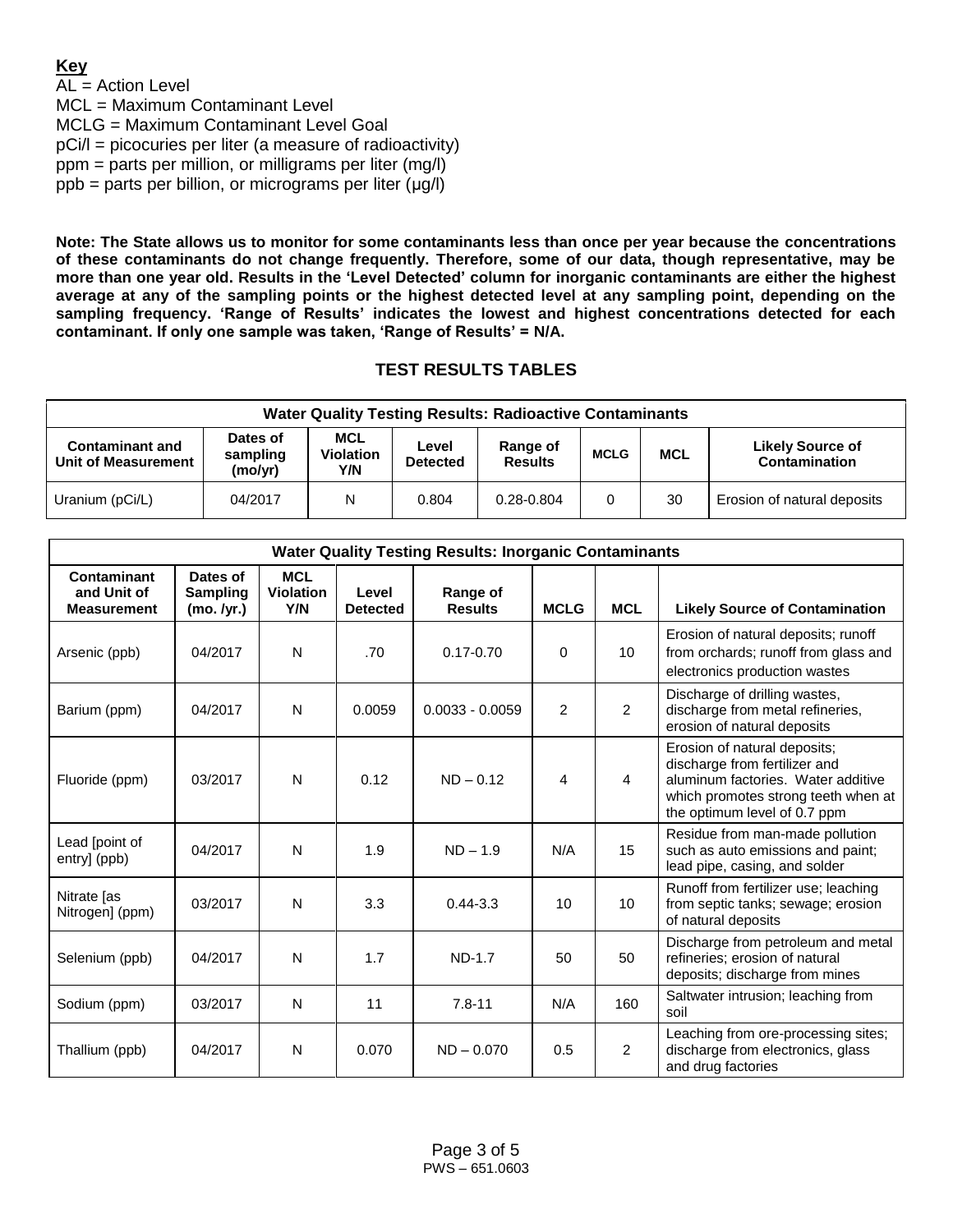**Key**

AL = Action Level
MCL = Maximum Contaminant Level
MCLG = Maximum Contaminant Level Goal
pCi/l = picocuries per liter (a measure of radioactivity)
ppm = parts per million, or milligrams per liter (mg/l)
ppb = parts per billion, or micrograms per liter (µg/l)

**Note: The State allows us to monitor for some contaminants less than once per year because the concentrations of these contaminants do not change frequently. Therefore, some of our data, though representative, may be more than one year old. Results in the 'Level Detected' column for inorganic contaminants are either the highest average at any of the sampling points or the highest detected level at any sampling point, depending on the sampling frequency. 'Range of Results' indicates the lowest and highest concentrations detected for each contaminant. If only one sample was taken, 'Range of Results' = N/A.**

## TEST RESULTS TABLES

**Water Quality Testing Results: Radioactive Contaminants**

| Contaminant and Unit of Measurement | Dates of sampling (mo/yr) | MCL Violation Y/N | Level Detected | Range of Results | MCLG | MCL | Likely Source of Contamination |
|---|---|---|---|---|---|---|---|
| Uranium (pCi/L) | 04/2017 | N | 0.804 | 0.28-0.804 | 0 | 30 | Erosion of natural deposits |

**Water Quality Testing Results: Inorganic Contaminants**

| Contaminant and Unit of Measurement | Dates of Sampling (mo. /yr.) | MCL Violation Y/N | Level Detected | Range of Results | MCLG | MCL | Likely Source of Contamination |
|---|---|---|---|---|---|---|---|
| Arsenic (ppb) | 04/2017 | N | .70 | 0.17-0.70 | 0 | 10 | Erosion of natural deposits; runoff from orchards; runoff from glass and electronics production wastes |
| Barium (ppm) | 04/2017 | N | 0.0059 | 0.0033 - 0.0059 | 2 | 2 | Discharge of drilling wastes, discharge from metal refineries, erosion of natural deposits |
| Fluoride (ppm) | 03/2017 | N | 0.12 | ND – 0.12 | 4 | 4 | Erosion of natural deposits; discharge from fertilizer and aluminum factories. Water additive which promotes strong teeth when at the optimum level of 0.7 ppm |
| Lead [point of entry] (ppb) | 04/2017 | N | 1.9 | ND – 1.9 | N/A | 15 | Residue from man-made pollution such as auto emissions and paint; lead pipe, casing, and solder |
| Nitrate [as Nitrogen] (ppm) | 03/2017 | N | 3.3 | 0.44-3.3 | 10 | 10 | Runoff from fertilizer use; leaching from septic tanks; sewage; erosion of natural deposits |
| Selenium (ppb) | 04/2017 | N | 1.7 | ND-1.7 | 50 | 50 | Discharge from petroleum and metal refineries; erosion of natural deposits; discharge from mines |
| Sodium (ppm) | 03/2017 | N | 11 | 7.8-11 | N/A | 160 | Saltwater intrusion; leaching from soil |
| Thallium (ppb) | 04/2017 | N | 0.070 | ND – 0.070 | 0.5 | 2 | Leaching from ore-processing sites; discharge from electronics, glass and drug factories |

PWS – 651.0603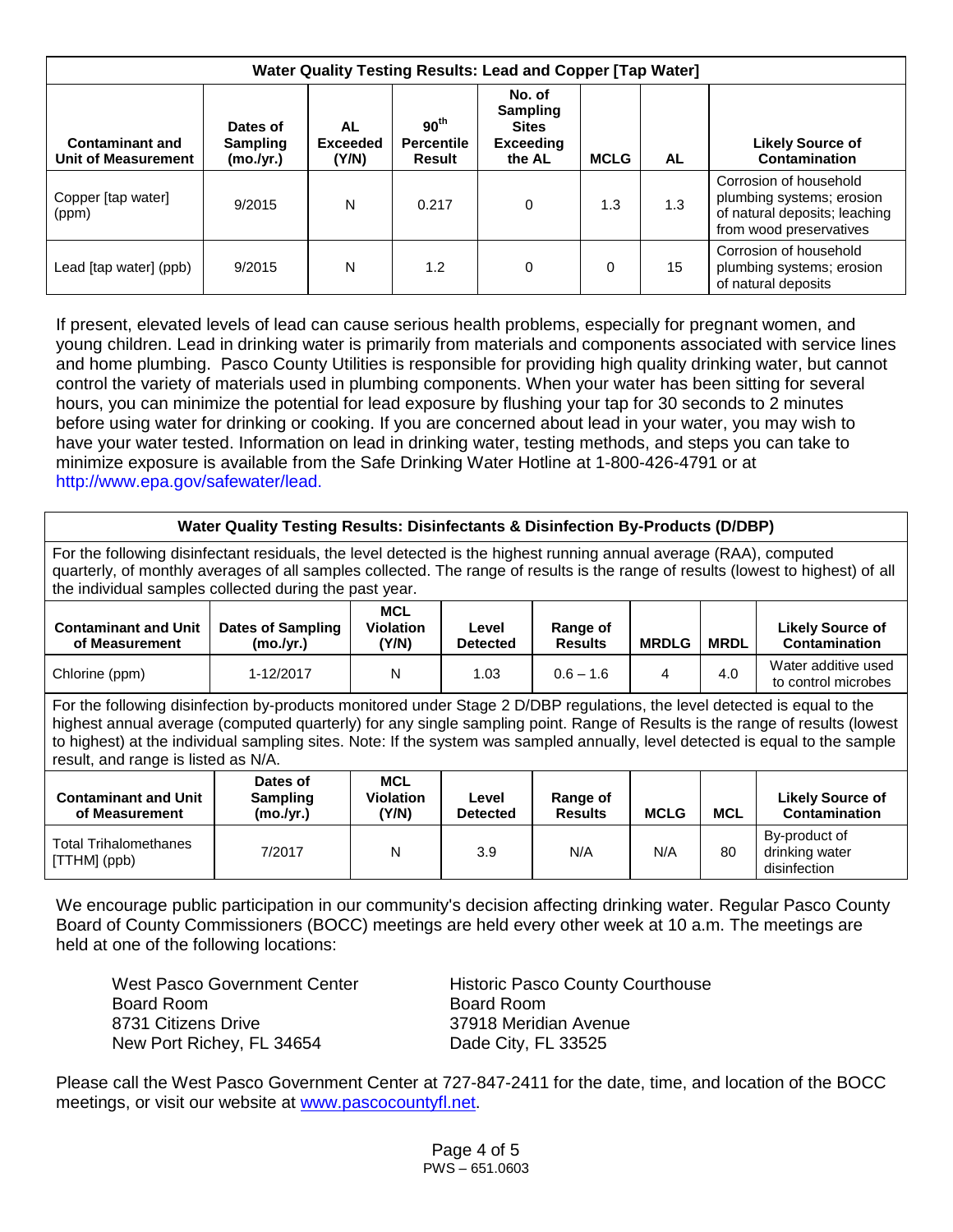| Water Quality Testing Results: Lead and Copper [Tap Water] | | | | | | | |
|---|---|---|---|---|---|---|---|
| **Contaminant and Unit of Measurement** | **Dates of Sampling (mo./yr.)** | **AL Exceeded (Y/N)** | **90th Percentile Result** | **No. of Sampling Sites Exceeding the AL** | **MCLG** | **AL** | **Likely Source of Contamination** |
| Copper [tap water] (ppm) | 9/2015 | N | 0.217 | 0 | 1.3 | 1.3 | Corrosion of household plumbing systems; erosion of natural deposits; leaching from wood preservatives |
| Lead [tap water] (ppb) | 9/2015 | N | 1.2 | 0 | 0 | 15 | Corrosion of household plumbing systems; erosion of natural deposits |

If present, elevated levels of lead can cause serious health problems, especially for pregnant women, and young children. Lead in drinking water is primarily from materials and components associated with service lines and home plumbing. Pasco County Utilities is responsible for providing high quality drinking water, but cannot control the variety of materials used in plumbing components. When your water has been sitting for several hours, you can minimize the potential for lead exposure by flushing your tap for 30 seconds to 2 minutes before using water for drinking or cooking. If you are concerned about lead in your water, you may wish to have your water tested. Information on lead in drinking water, testing methods, and steps you can take to minimize exposure is available from the Safe Drinking Water Hotline at 1-800-426-4791 or at http://www.epa.gov/safewater/lead.

**Water Quality Testing Results: Disinfectants & Disinfection By-Products (D/DBP)**

For the following disinfectant residuals, the level detected is the highest running annual average (RAA), computed quarterly, of monthly averages of all samples collected. The range of results is the range of results (lowest to highest) of all the individual samples collected during the past year.

| Contaminant and Unit of Measurement | Dates of Sampling (mo./yr.) | MCL Violation (Y/N) | Level Detected | Range of Results | MRDLG | MRDL | Likely Source of Contamination |
|---|---|---|---|---|---|---|---|
| Chlorine (ppm) | 1-12/2017 | N | 1.03 | 0.6 – 1.6 | 4 | 4.0 | Water additive used to control microbes |

For the following disinfection by-products monitored under Stage 2 D/DBP regulations, the level detected is equal to the highest annual average (computed quarterly) for any single sampling point. Range of Results is the range of results (lowest to highest) at the individual sampling sites. Note: If the system was sampled annually, level detected is equal to the sample result, and range is listed as N/A.

| Contaminant and Unit of Measurement | Dates of Sampling (mo./yr.) | MCL Violation (Y/N) | Level Detected | Range of Results | MCLG | MCL | Likely Source of Contamination |
|---|---|---|---|---|---|---|---|
| Total Trihalomethanes [TTHM] (ppb) | 7/2017 | N | 3.9 | N/A | N/A | 80 | By-product of drinking water disinfection |

We encourage public participation in our community's decision affecting drinking water. Regular Pasco County Board of County Commissioners (BOCC) meetings are held every other week at 10 a.m. The meetings are held at one of the following locations:

West Pasco Government Center
Board Room
8731 Citizens Drive
New Port Richey, FL 34654

Historic Pasco County Courthouse
Board Room
37918 Meridian Avenue
Dade City, FL 33525

Please call the West Pasco Government Center at 727-847-2411 for the date, time, and location of the BOCC meetings, or visit our website at www.pascocountyfl.net.

PWS – 651.0603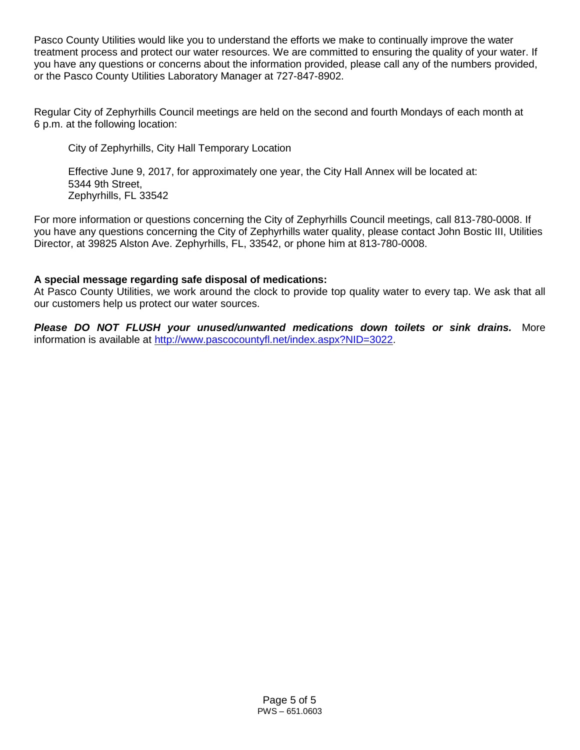Pasco County Utilities would like you to understand the efforts we make to continually improve the water treatment process and protect our water resources. We are committed to ensuring the quality of your water. If you have any questions or concerns about the information provided, please call any of the numbers provided, or the Pasco County Utilities Laboratory Manager at 727-847-8902.

Regular City of Zephyrhills Council meetings are held on the second and fourth Mondays of each month at 6 p.m. at the following location:

City of Zephyrhills, City Hall Temporary Location

Effective June 9, 2017, for approximately one year, the City Hall Annex will be located at:
5344 9th Street,
Zephyrhills, FL 33542

For more information or questions concerning the City of Zephyrhills Council meetings, call 813-780-0008. If you have any questions concerning the City of Zephyrhills water quality, please contact John Bostic III, Utilities Director, at 39825 Alston Ave. Zephyrhills, FL, 33542, or phone him at 813-780-0008.

**A special message regarding safe disposal of medications:**
At Pasco County Utilities, we work around the clock to provide top quality water to every tap. We ask that all our customers help us protect our water sources.

***Please DO NOT FLUSH your unused/unwanted medications down toilets or sink drains.*** More information is available at http://www.pascocountyfl.net/index.aspx?NID=3022.

PWS – 651.0603